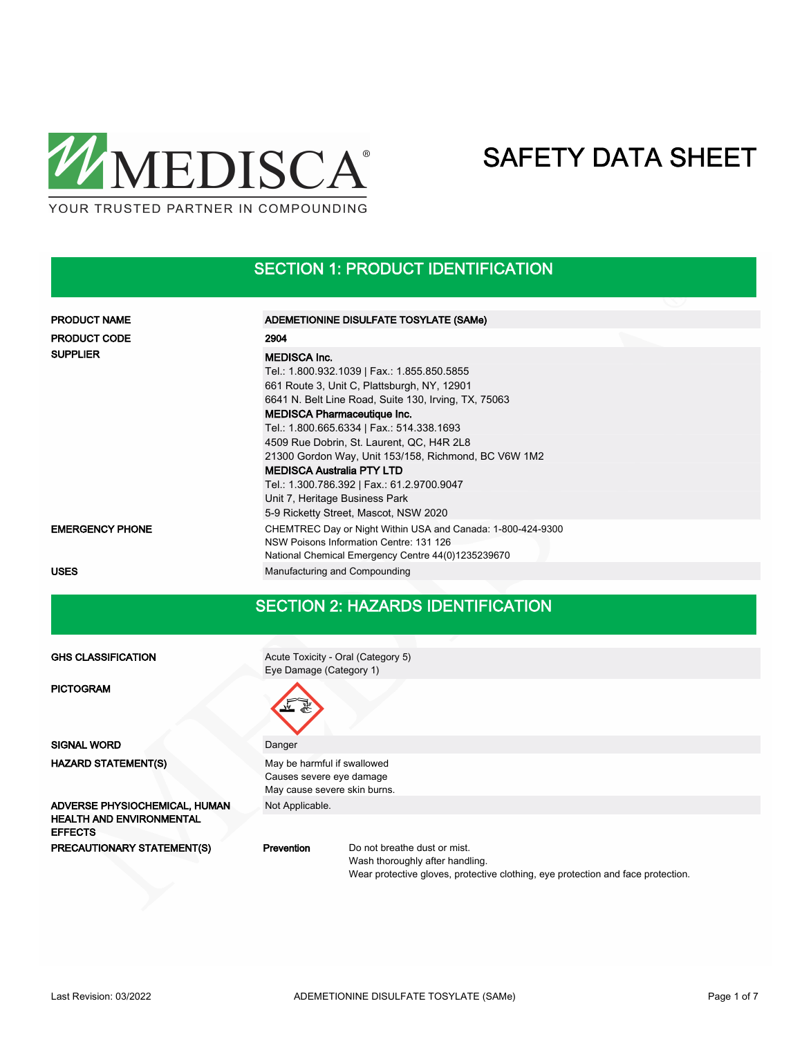MEDISCA®

YOUR TRUSTED PARTNER IN COMPOUNDING

# SAFETY DATA SHEET

## SECTION 1: PRODUCT IDENTIFICATION

| | |
|---|---|
| **PRODUCT NAME** | **ADEMETIONINE DISULFATE TOSYLATE (SAMe)** |
| **PRODUCT CODE** | **2904** |
| **SUPPLIER** | **MEDISCA Inc.**<br>Tel.: 1.800.932.1039 \| Fax.: 1.855.850.5855<br>661 Route 3, Unit C, Plattsburgh, NY, 12901<br>6641 N. Belt Line Road, Suite 130, Irving, TX, 75063<br>**MEDISCA Pharmaceutique Inc.**<br>Tel.: 1.800.665.6334 \| Fax.: 514.338.1693<br>4509 Rue Dobrin, St. Laurent, QC, H4R 2L8<br>21300 Gordon Way, Unit 153/158, Richmond, BC V6W 1M2<br>**MEDISCA Australia PTY LTD**<br>Tel.: 1.300.786.392 \| Fax.: 61.2.9700.9047<br>Unit 7, Heritage Business Park<br>5-9 Ricketty Street, Mascot, NSW 2020 |
| **EMERGENCY PHONE** | CHEMTREC Day or Night Within USA and Canada: 1-800-424-9300<br>NSW Poisons Information Centre: 131 126<br>National Chemical Emergency Centre 44(0)1235239670 |
| **USES** | Manufacturing and Compounding |

## SECTION 2: HAZARDS IDENTIFICATION

| | |
|---|---|
| **GHS CLASSIFICATION** | Acute Toxicity - Oral (Category 5)<br>Eye Damage (Category 1) |
| **PICTOGRAM** | |
| **SIGNAL WORD** | Danger |
| **HAZARD STATEMENT(S)** | May be harmful if swallowed<br>Causes severe eye damage<br>May cause severe skin burns. |
| **ADVERSE PHYSIOCHEMICAL, HUMAN HEALTH AND ENVIRONMENTAL EFFECTS** | Not Applicable. |
| **PRECAUTIONARY STATEMENT(S)** | **Prevention** Do not breathe dust or mist.<br>Wash thoroughly after handling.<br>Wear protective gloves, protective clothing, eye protection and face protection. |

Last Revision: 03/2022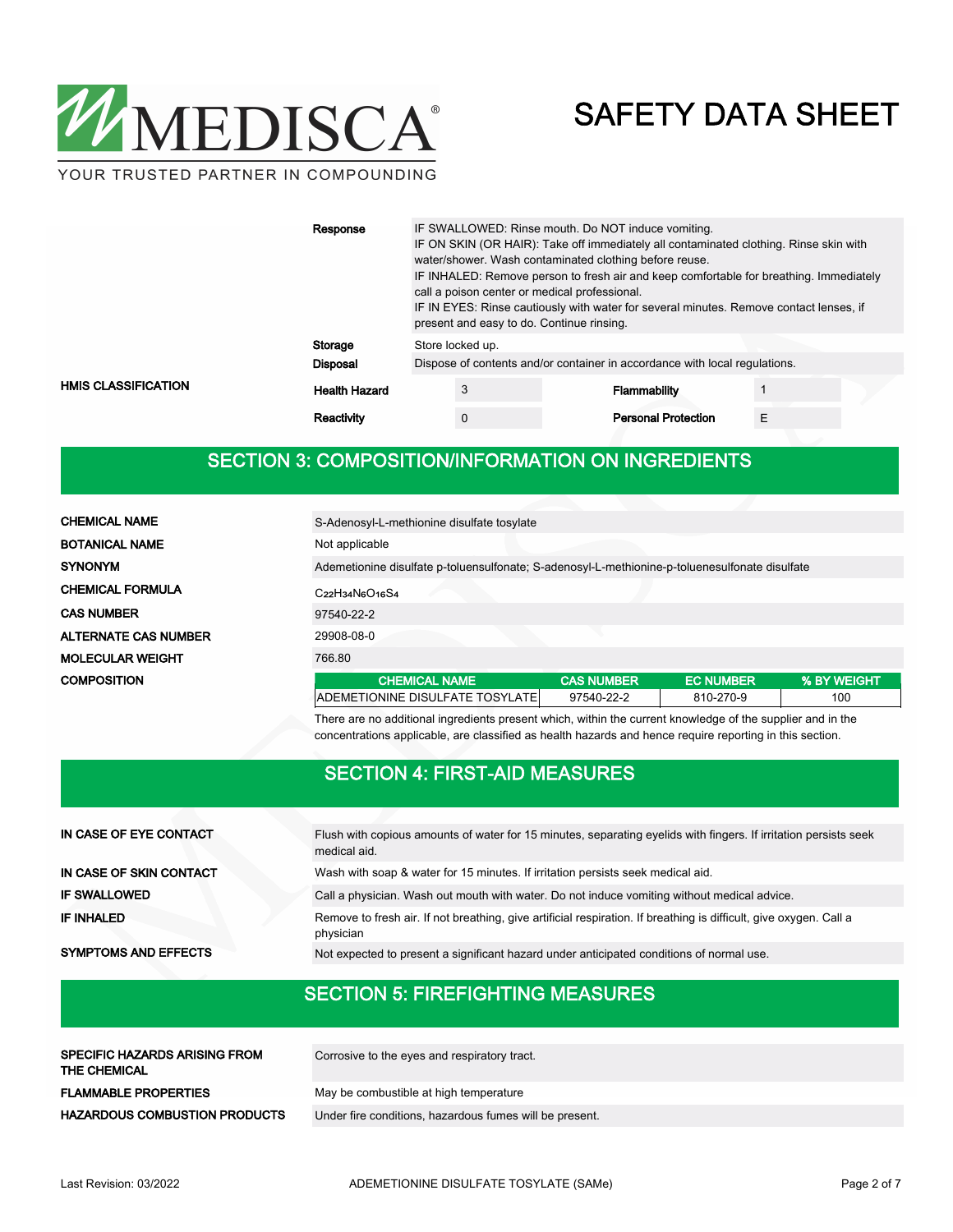| | | |
|---|---|---|
| | **Response** | IF SWALLOWED: Rinse mouth. Do NOT induce vomiting.<br>IF ON SKIN (OR HAIR): Take off immediately all contaminated clothing. Rinse skin with water/shower. Wash contaminated clothing before reuse.<br>IF INHALED: Remove person to fresh air and keep comfortable for breathing. Immediately call a poison center or medical professional.<br>IF IN EYES: Rinse cautiously with water for several minutes. Remove contact lenses, if present and easy to do. Continue rinsing. |
| | **Storage** | Store locked up. |
| | **Disposal** | Dispose of contents and/or container in accordance with local regulations. |

**HMIS CLASSIFICATION**

| | | | |
|---|---|---|---|
| **Health Hazard** | 3 | **Flammability** | 1 |
| **Reactivity** | 0 | **Personal Protection** | E |

## SECTION 3: COMPOSITION/INFORMATION ON INGREDIENTS

| | |
|---|---|
| **CHEMICAL NAME** | S-Adenosyl-L-methionine disulfate tosylate |
| **BOTANICAL NAME** | Not applicable |
| **SYNONYM** | Ademetionine disulfate p-toluensulfonate; S-adenosyl-L-methionine-p-toluenesulfonate disulfate |
| **CHEMICAL FORMULA** | $C_{22}H_{34}N_6O_{16}S_4$ |
| **CAS NUMBER** | 97540-22-2 |
| **ALTERNATE CAS NUMBER** | 29908-08-0 |
| **MOLECULAR WEIGHT** | 766.80 |

**COMPOSITION**

| CHEMICAL NAME | CAS NUMBER | EC NUMBER | % BY WEIGHT |
|---|---|---|---|
| ADEMETIONINE DISULFATE TOSYLATE | 97540-22-2 | 810-270-9 | 100 |

There are no additional ingredients present which, within the current knowledge of the supplier and in the concentrations applicable, are classified as health hazards and hence require reporting in this section.

## SECTION 4: FIRST-AID MEASURES

| | |
|---|---|
| **IN CASE OF EYE CONTACT** | Flush with copious amounts of water for 15 minutes, separating eyelids with fingers. If irritation persists seek medical aid. |
| **IN CASE OF SKIN CONTACT** | Wash with soap & water for 15 minutes. If irritation persists seek medical aid. |
| **IF SWALLOWED** | Call a physician. Wash out mouth with water. Do not induce vomiting without medical advice. |
| **IF INHALED** | Remove to fresh air. If not breathing, give artificial respiration. If breathing is difficult, give oxygen. Call a physician |
| **SYMPTOMS AND EFFECTS** | Not expected to present a significant hazard under anticipated conditions of normal use. |

## SECTION 5: FIREFIGHTING MEASURES

| | |
|---|---|
| **SPECIFIC HAZARDS ARISING FROM THE CHEMICAL** | Corrosive to the eyes and respiratory tract. |
| **FLAMMABLE PROPERTIES** | May be combustible at high temperature |
| **HAZARDOUS COMBUSTION PRODUCTS** | Under fire conditions, hazardous fumes will be present. |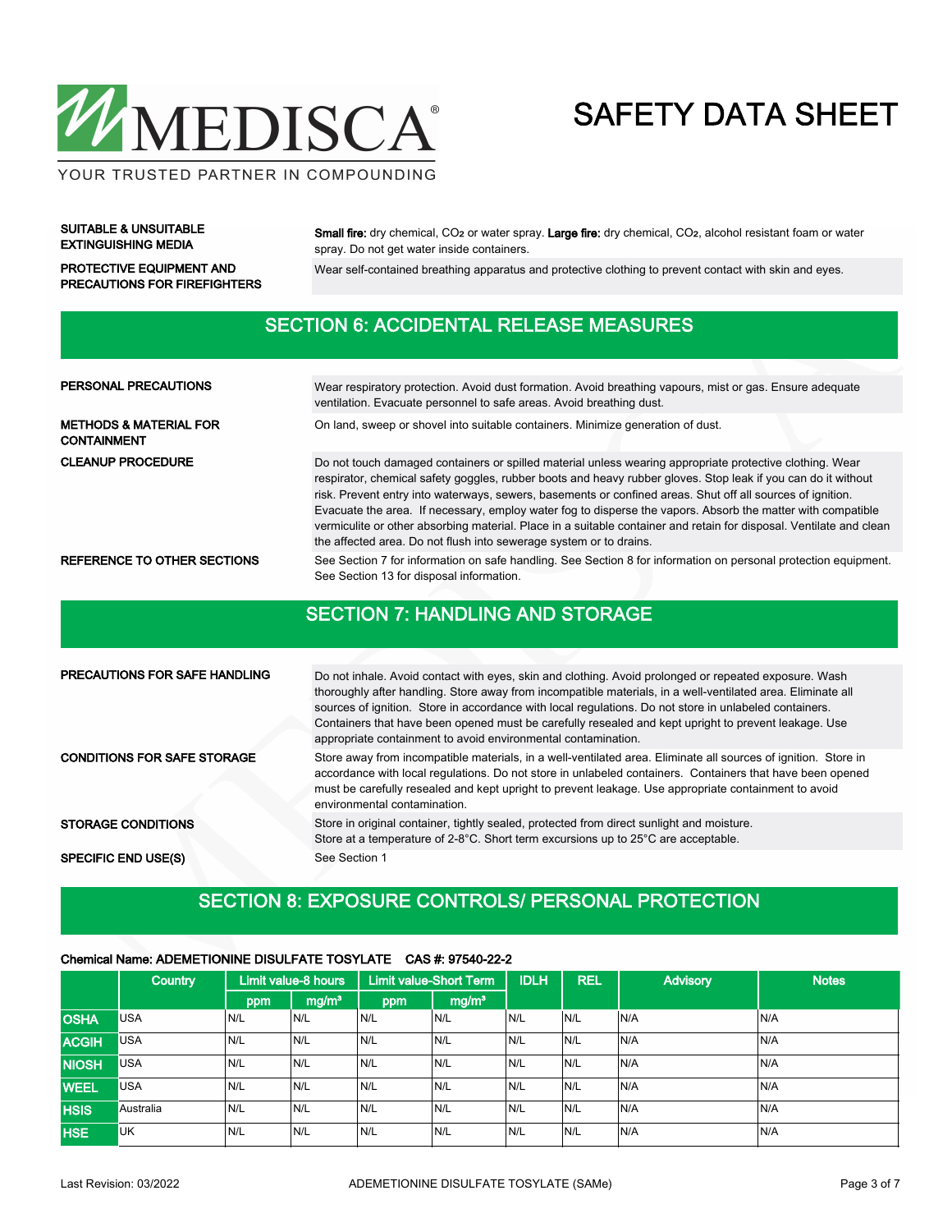| | |
|---|---|
| **SUITABLE & UNSUITABLE EXTINGUISHING MEDIA** | **Small fire:** dry chemical, $CO_2$ or water spray. **Large fire:** dry chemical, $CO_2$, alcohol resistant foam or water spray. Do not get water inside containers. |
| **PROTECTIVE EQUIPMENT AND PRECAUTIONS FOR FIREFIGHTERS** | Wear self-contained breathing apparatus and protective clothing to prevent contact with skin and eyes. |

## SECTION 6: ACCIDENTAL RELEASE MEASURES

| | |
|---|---|
| **PERSONAL PRECAUTIONS** | Wear respiratory protection. Avoid dust formation. Avoid breathing vapours, mist or gas. Ensure adequate ventilation. Evacuate personnel to safe areas. Avoid breathing dust. |
| **METHODS & MATERIAL FOR CONTAINMENT** | On land, sweep or shovel into suitable containers. Minimize generation of dust. |
| **CLEANUP PROCEDURE** | Do not touch damaged containers or spilled material unless wearing appropriate protective clothing. Wear respirator, chemical safety goggles, rubber boots and heavy rubber gloves. Stop leak if you can do it without risk. Prevent entry into waterways, sewers, basements or confined areas. Shut off all sources of ignition. Evacuate the area. If necessary, employ water fog to disperse the vapors. Absorb the matter with compatible vermiculite or other absorbing material. Place in a suitable container and retain for disposal. Ventilate and clean the affected area. Do not flush into sewerage system or to drains. |
| **REFERENCE TO OTHER SECTIONS** | See Section 7 for information on safe handling. See Section 8 for information on personal protection equipment. See Section 13 for disposal information. |

## SECTION 7: HANDLING AND STORAGE

| | |
|---|---|
| **PRECAUTIONS FOR SAFE HANDLING** | Do not inhale. Avoid contact with eyes, skin and clothing. Avoid prolonged or repeated exposure. Wash thoroughly after handling. Store away from incompatible materials, in a well-ventilated area. Eliminate all sources of ignition. Store in accordance with local regulations. Do not store in unlabeled containers. Containers that have been opened must be carefully resealed and kept upright to prevent leakage. Use appropriate containment to avoid environmental contamination. |
| **CONDITIONS FOR SAFE STORAGE** | Store away from incompatible materials, in a well-ventilated area. Eliminate all sources of ignition. Store in accordance with local regulations. Do not store in unlabeled containers. Containers that have been opened must be carefully resealed and kept upright to prevent leakage. Use appropriate containment to avoid environmental contamination. |
| **STORAGE CONDITIONS** | Store in original container, tightly sealed, protected from direct sunlight and moisture. Store at a temperature of 2-8°C. Short term excursions up to 25°C are acceptable. |
| **SPECIFIC END USE(S)** | See Section 1 |

## SECTION 8: EXPOSURE CONTROLS/ PERSONAL PROTECTION

**Chemical Name: ADEMETIONINE DISULFATE TOSYLATE CAS #: 97540-22-2**

| | Country | Limit value-8 hours | | Limit value-Short Term | | IDLH | REL | Advisory | Notes |
|---|---|---|---|---|---|---|---|---|---|
| | | ppm | mg/m³ | ppm | mg/m³ | | | | |
| **OSHA** | USA | N/L | N/L | N/L | N/L | N/L | N/L | N/A | N/A |
| **ACGIH** | USA | N/L | N/L | N/L | N/L | N/L | N/L | N/A | N/A |
| **NIOSH** | USA | N/L | N/L | N/L | N/L | N/L | N/L | N/A | N/A |
| **WEEL** | USA | N/L | N/L | N/L | N/L | N/L | N/L | N/A | N/A |
| **HSIS** | Australia | N/L | N/L | N/L | N/L | N/L | N/L | N/A | N/A |
| **HSE** | UK | N/L | N/L | N/L | N/L | N/L | N/L | N/A | N/A |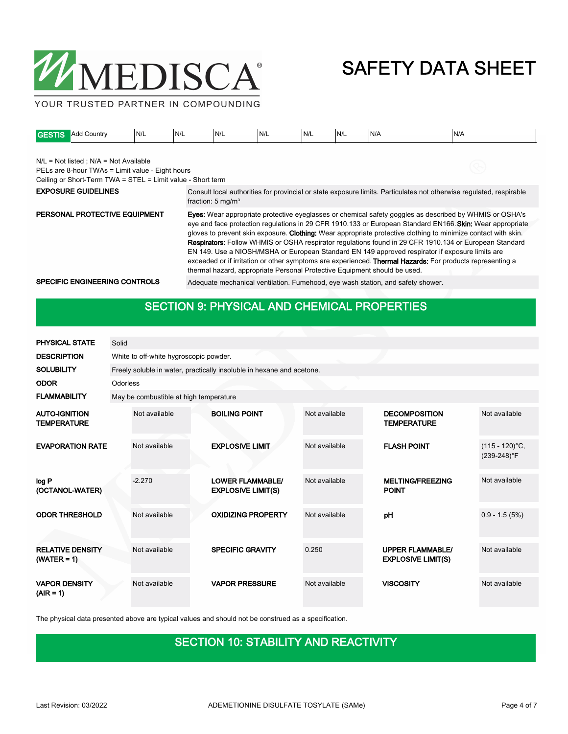| GESTIS | Add Country | N/L | N/L | N/L | N/L | N/L | N/L | N/A | N/A |
|---|---|---|---|---|---|---|---|---|---|

N/L = Not listed ; N/A = Not Available
PELs are 8-hour TWAs = Limit value - Eight hours
Ceiling or Short-Term TWA = STEL = Limit value - Short term

| | |
|---|---|
| **EXPOSURE GUIDELINES** | Consult local authorities for provincial or state exposure limits. Particulates not otherwise regulated, respirable fraction: 5 mg/m³ |
| **PERSONAL PROTECTIVE EQUIPMENT** | **Eyes:** Wear appropriate protective eyeglasses or chemical safety goggles as described by WHMIS or OSHA's eye and face protection regulations in 29 CFR 1910.133 or European Standard EN166. **Skin:** Wear appropriate gloves to prevent skin exposure. **Clothing:** Wear appropriate protective clothing to minimize contact with skin. **Respirators:** Follow WHMIS or OSHA respirator regulations found in 29 CFR 1910.134 or European Standard EN 149. Use a NIOSH/MSHA or European Standard EN 149 approved respirator if exposure limits are exceeded or if irritation or other symptoms are experienced. **Thermal Hazards:** For products representing a thermal hazard, appropriate Personal Protective Equipment should be used. |
| **SPECIFIC ENGINEERING CONTROLS** | Adequate mechanical ventilation. Fumehood, eye wash station, and safety shower. |

## SECTION 9: PHYSICAL AND CHEMICAL PROPERTIES

| | |
|---|---|
| **PHYSICAL STATE** | Solid |
| **DESCRIPTION** | White to off-white hygroscopic powder. |
| **SOLUBILITY** | Freely soluble in water, practically insoluble in hexane and acetone. |
| **ODOR** | Odorless |
| **FLAMMABILITY** | May be combustible at high temperature |

| | | | | | |
|---|---|---|---|---|---|
| **AUTO-IGNITION TEMPERATURE** | Not available | **BOILING POINT** | Not available | **DECOMPOSITION TEMPERATURE** | Not available |
| **EVAPORATION RATE** | Not available | **EXPLOSIVE LIMIT** | Not available | **FLASH POINT** | (115 - 120)°C, (239-248)°F |
| **log P (OCTANOL-WATER)** | -2.270 | **LOWER FLAMMABLE/ EXPLOSIVE LIMIT(S)** | Not available | **MELTING/FREEZING POINT** | Not available |
| **ODOR THRESHOLD** | Not available | **OXIDIZING PROPERTY** | Not available | **pH** | 0.9 - 1.5 (5%) |
| **RELATIVE DENSITY (WATER = 1)** | Not available | **SPECIFIC GRAVITY** | 0.250 | **UPPER FLAMMABLE/ EXPLOSIVE LIMIT(S)** | Not available |
| **VAPOR DENSITY (AIR = 1)** | Not available | **VAPOR PRESSURE** | Not available | **VISCOSITY** | Not available |

The physical data presented above are typical values and should not be construed as a specification.

## SECTION 10: STABILITY AND REACTIVITY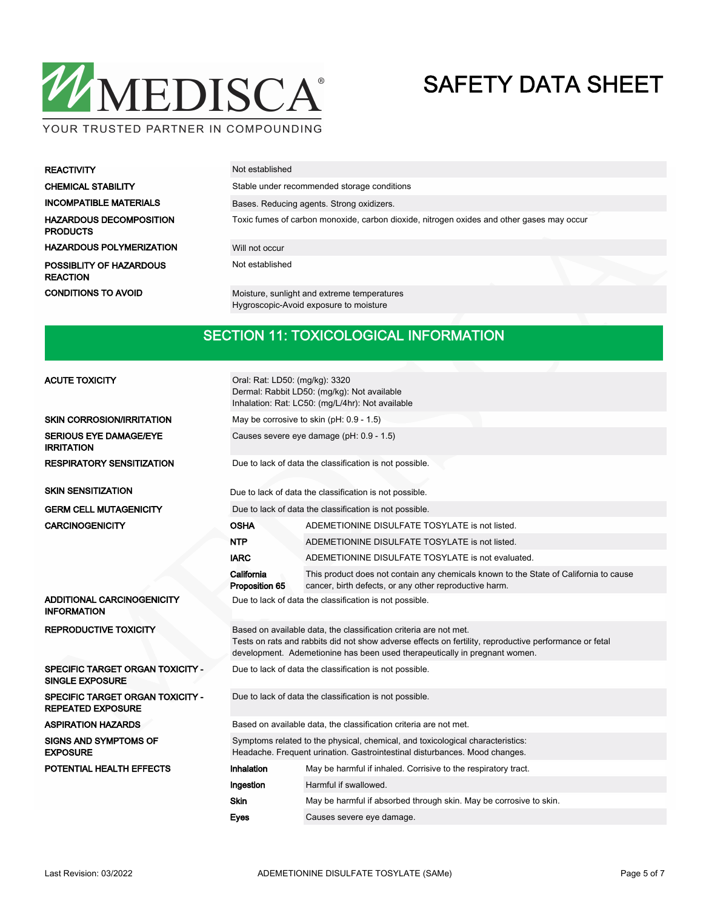| | |
|---|---|
| **REACTIVITY** | Not established |
| **CHEMICAL STABILITY** | Stable under recommended storage conditions |
| **INCOMPATIBLE MATERIALS** | Bases. Reducing agents. Strong oxidizers. |
| **HAZARDOUS DECOMPOSITION PRODUCTS** | Toxic fumes of carbon monoxide, carbon dioxide, nitrogen oxides and other gases may occur |
| **HAZARDOUS POLYMERIZATION** | Will not occur |
| **POSSIBLITY OF HAZARDOUS REACTION** | Not established |
| **CONDITIONS TO AVOID** | Moisture, sunlight and extreme temperatures<br>Hygroscopic-Avoid exposure to moisture |

## SECTION 11: TOXICOLOGICAL INFORMATION

| | | |
|---|---|---|
| **ACUTE TOXICITY** | Oral: Rat: LD50: (mg/kg): 3320<br>Dermal: Rabbit LD50: (mg/kg): Not available<br>Inhalation: Rat: LC50: (mg/L/4hr): Not available | |
| **SKIN CORROSION/IRRITATION** | May be corrosive to skin (pH: 0.9 - 1.5) | |
| **SERIOUS EYE DAMAGE/EYE IRRITATION** | Causes severe eye damage (pH: 0.9 - 1.5) | |
| **RESPIRATORY SENSITIZATION** | Due to lack of data the classification is not possible. | |
| **SKIN SENSITIZATION** | Due to lack of data the classification is not possible. | |
| **GERM CELL MUTAGENICITY** | Due to lack of data the classification is not possible. | |
| **CARCINOGENICITY** | **OSHA** | ADEMETIONINE DISULFATE TOSYLATE is not listed. |
| | **NTP** | ADEMETIONINE DISULFATE TOSYLATE is not listed. |
| | **IARC** | ADEMETIONINE DISULFATE TOSYLATE is not evaluated. |
| | **California Proposition 65** | This product does not contain any chemicals known to the State of California to cause cancer, birth defects, or any other reproductive harm. |
| **ADDITIONAL CARCINOGENICITY INFORMATION** | Due to lack of data the classification is not possible. | |
| **REPRODUCTIVE TOXICITY** | Based on available data, the classification criteria are not met.<br>Tests on rats and rabbits did not show adverse effects on fertility, reproductive performance or fetal development. Ademetionine has been used therapeutically in pregnant women. | |
| **SPECIFIC TARGET ORGAN TOXICITY - SINGLE EXPOSURE** | Due to lack of data the classification is not possible. | |
| **SPECIFIC TARGET ORGAN TOXICITY - REPEATED EXPOSURE** | Due to lack of data the classification is not possible. | |
| **ASPIRATION HAZARDS** | Based on available data, the classification criteria are not met. | |
| **SIGNS AND SYMPTOMS OF EXPOSURE** | Symptoms related to the physical, chemical, and toxicological characteristics:<br>Headache. Frequent urination. Gastrointestinal disturbances. Mood changes. | |
| **POTENTIAL HEALTH EFFECTS** | **Inhalation** | May be harmful if inhaled. Corrisive to the respiratory tract. |
| | **Ingestion** | Harmful if swallowed. |
| | **Skin** | May be harmful if absorbed through skin. May be corrosive to skin. |
| | **Eyes** | Causes severe eye damage. |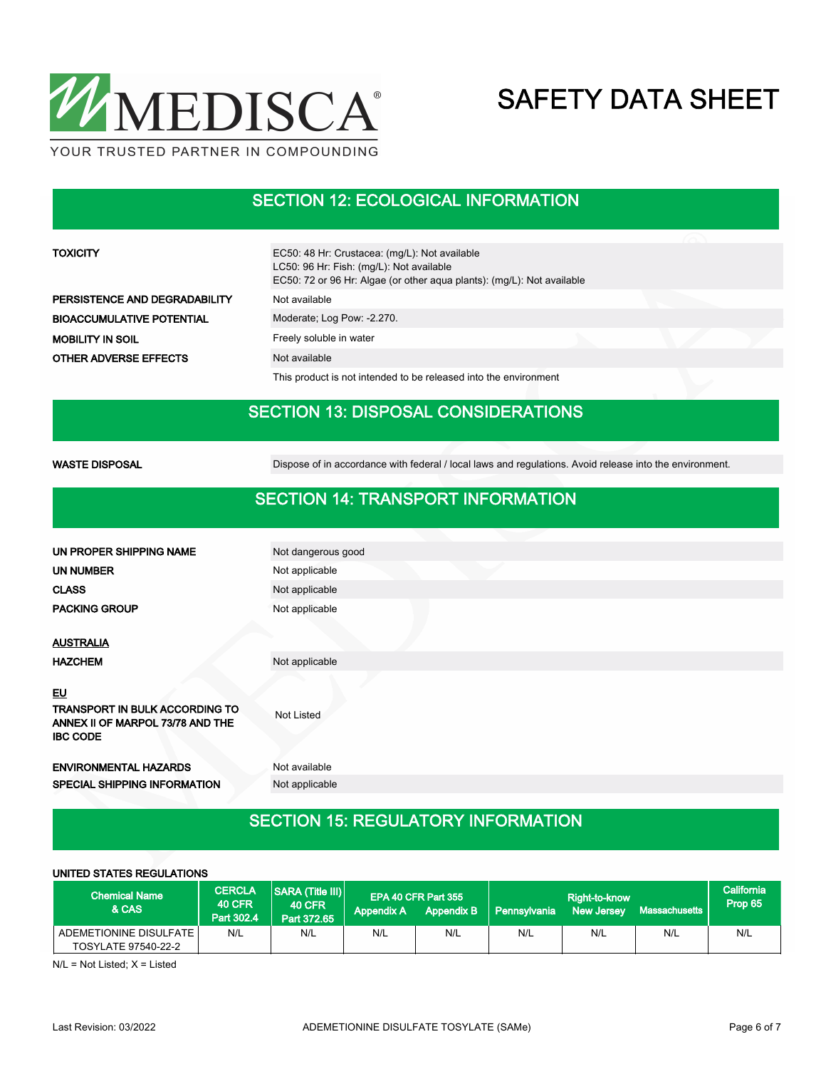## SECTION 12: ECOLOGICAL INFORMATION

| | |
|---|---|
| **TOXICITY** | EC50: 48 Hr: Crustacea: (mg/L): Not available<br>LC50: 96 Hr: Fish: (mg/L): Not available<br>EC50: 72 or 96 Hr: Algae (or other aqua plants): (mg/L): Not available |
| **PERSISTENCE AND DEGRADABILITY** | Not available |
| **BIOACCUMULATIVE POTENTIAL** | Moderate; Log Pow: -2.270. |
| **MOBILITY IN SOIL** | Freely soluble in water |
| **OTHER ADVERSE EFFECTS** | Not available |
| | This product is not intended to be released into the environment |

## SECTION 13: DISPOSAL CONSIDERATIONS

| | |
|---|---|
| **WASTE DISPOSAL** | Dispose of in accordance with federal / local laws and regulations. Avoid release into the environment. |

## SECTION 14: TRANSPORT INFORMATION

| | |
|---|---|
| **UN PROPER SHIPPING NAME** | Not dangerous good |
| **UN NUMBER** | Not applicable |
| **CLASS** | Not applicable |
| **PACKING GROUP** | Not applicable |

**AUSTRALIA**

| | |
|---|---|
| **HAZCHEM** | Not applicable |

**EU**

| | |
|---|---|
| **TRANSPORT IN BULK ACCORDING TO ANNEX II OF MARPOL 73/78 AND THE IBC CODE** | Not Listed |
| **ENVIRONMENTAL HAZARDS** | Not available |
| **SPECIAL SHIPPING INFORMATION** | Not applicable |

## SECTION 15: REGULATORY INFORMATION

**UNITED STATES REGULATIONS**

| Chemical Name & CAS | CERCLA 40 CFR Part 302.4 | SARA (Title III) 40 CFR Part 372.65 | EPA 40 CFR Part 355 Appendix A | EPA 40 CFR Part 355 Appendix B | Right-to-know Pennsylvania | Right-to-know New Jersey | Right-to-know Massachusetts | California Prop 65 |
|---|---|---|---|---|---|---|---|---|
| ADEMETIONINE DISULFATE TOSYLATE 97540-22-2 | N/L | N/L | N/L | N/L | N/L | N/L | N/L | N/L |

N/L = Not Listed; X = Listed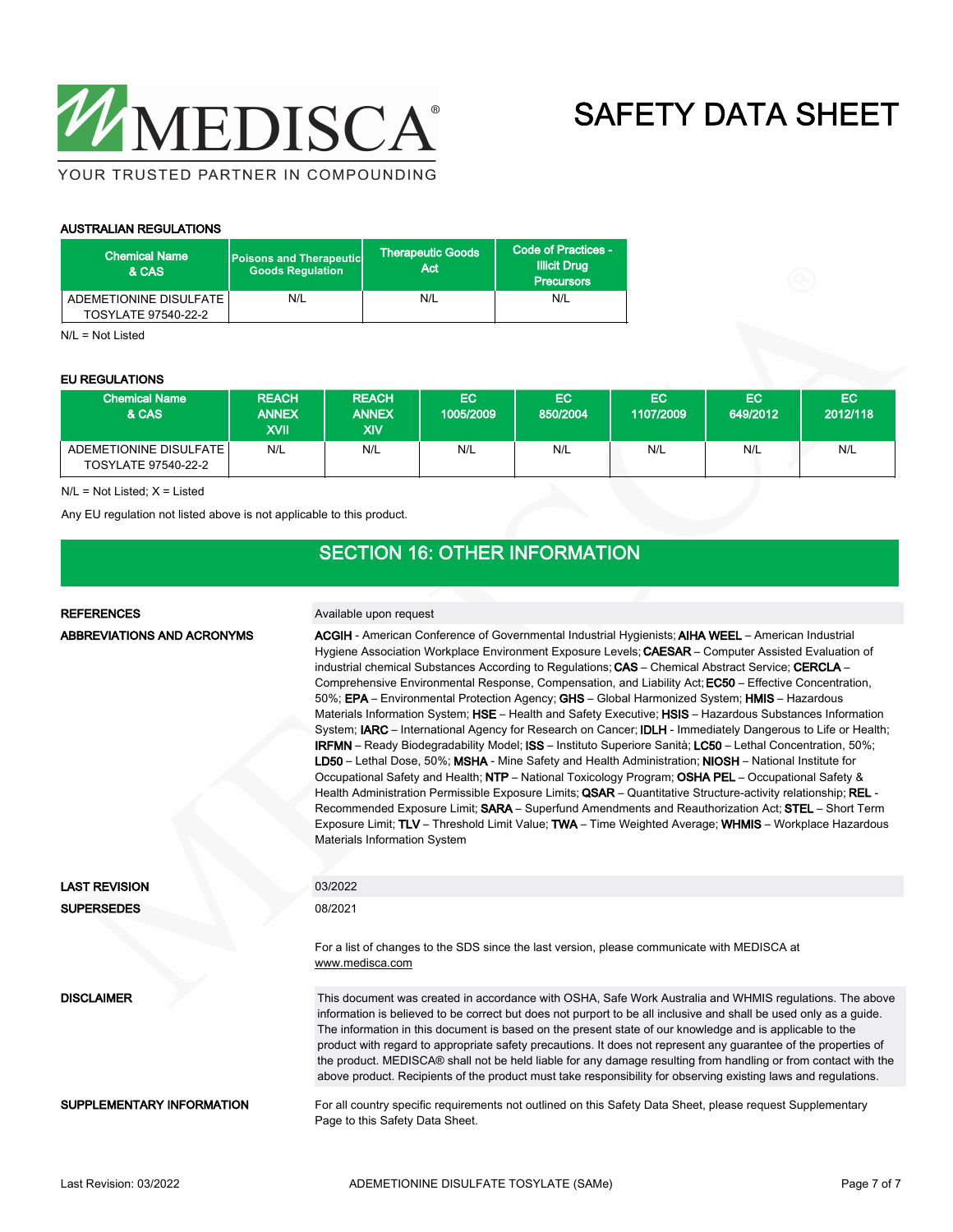#### AUSTRALIAN REGULATIONS

| Chemical Name & CAS | Poisons and Therapeutic Goods Regulation | Therapeutic Goods Act | Code of Practices - Illicit Drug Precursors |
|---|---|---|---|
| ADEMETIONINE DISULFATE TOSYLATE 97540-22-2 | N/L | N/L | N/L |

N/L = Not Listed

#### EU REGULATIONS

| Chemical Name & CAS | REACH ANNEX XVII | REACH ANNEX XIV | EC 1005/2009 | EC 850/2004 | EC 1107/2009 | EC 649/2012 | EC 2012/118 |
|---|---|---|---|---|---|---|---|
| ADEMETIONINE DISULFATE TOSYLATE 97540-22-2 | N/L | N/L | N/L | N/L | N/L | N/L | N/L |

N/L = Not Listed; X = Listed

Any EU regulation not listed above is not applicable to this product.

## SECTION 16: OTHER INFORMATION

**REFERENCES**

Available upon request

**ABBREVIATIONS AND ACRONYMS**

**ACGIH** - American Conference of Governmental Industrial Hygienists; **AIHA WEEL** – American Industrial Hygiene Association Workplace Environment Exposure Levels; **CAESAR** – Computer Assisted Evaluation of industrial chemical Substances According to Regulations; **CAS** – Chemical Abstract Service; **CERCLA** – Comprehensive Environmental Response, Compensation, and Liability Act; **EC50** – Effective Concentration, 50%; **EPA** – Environmental Protection Agency; **GHS** – Global Harmonized System; **HMIS** – Hazardous Materials Information System; **HSE** – Health and Safety Executive; **HSIS** – Hazardous Substances Information System; **IARC** – International Agency for Research on Cancer; **IDLH** - Immediately Dangerous to Life or Health; **IRFMN** – Ready Biodegradability Model; **ISS** – Instituto Superiore Sanità; **LC50** – Lethal Concentration, 50%; **LD50** – Lethal Dose, 50%; **MSHA** - Mine Safety and Health Administration; **NIOSH** – National Institute for Occupational Safety and Health; **NTP** – National Toxicology Program; **OSHA PEL** – Occupational Safety & Health Administration Permissible Exposure Limits; **QSAR** – Quantitative Structure-activity relationship; **REL** - Recommended Exposure Limit; **SARA** – Superfund Amendments and Reauthorization Act; **STEL** – Short Term Exposure Limit; **TLV** – Threshold Limit Value; **TWA** – Time Weighted Average; **WHMIS** – Workplace Hazardous Materials Information System

**LAST REVISION**

03/2022

**SUPERSEDES**

08/2021

For a list of changes to the SDS since the last version, please communicate with MEDISCA at www.medisca.com

**DISCLAIMER**

This document was created in accordance with OSHA, Safe Work Australia and WHMIS regulations. The above information is believed to be correct but does not purport to be all inclusive and shall be used only as a guide. The information in this document is based on the present state of our knowledge and is applicable to the product with regard to appropriate safety precautions. It does not represent any guarantee of the properties of the product. MEDISCA® shall not be held liable for any damage resulting from handling or from contact with the above product. Recipients of the product must take responsibility for observing existing laws and regulations.

**SUPPLEMENTARY INFORMATION**

For all country specific requirements not outlined on this Safety Data Sheet, please request Supplementary Page to this Safety Data Sheet.